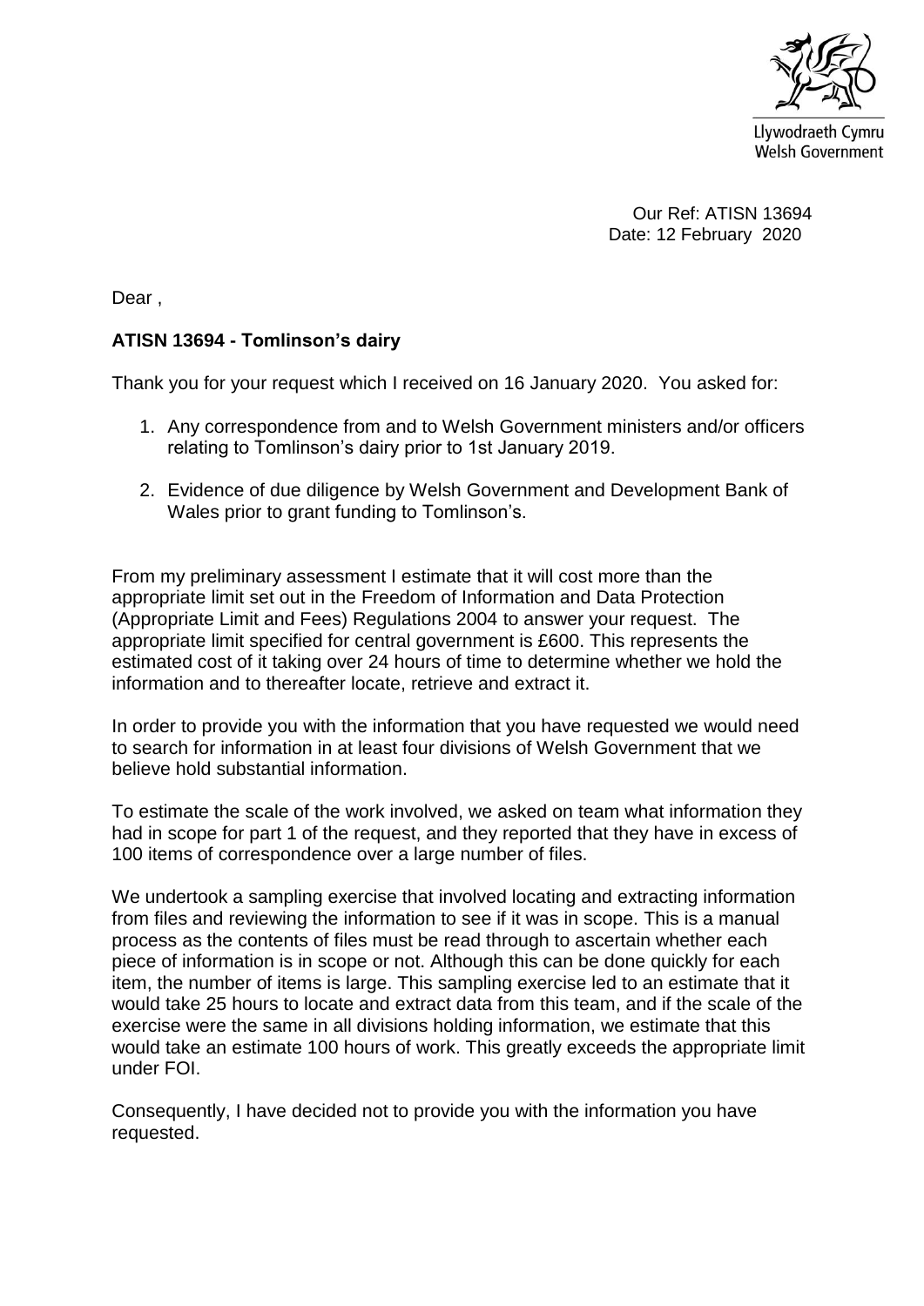Llywodraeth Cymru
Welsh Government

Our Ref: ATISN 13694
Date: 12 February 2020

Dear ,

**ATISN 13694 - Tomlinson's dairy**

Thank you for your request which I received on 16 January 2020. You asked for:

1. Any correspondence from and to Welsh Government ministers and/or officers relating to Tomlinson's dairy prior to 1st January 2019.
2. Evidence of due diligence by Welsh Government and Development Bank of Wales prior to grant funding to Tomlinson's.

From my preliminary assessment I estimate that it will cost more than the appropriate limit set out in the Freedom of Information and Data Protection (Appropriate Limit and Fees) Regulations 2004 to answer your request. The appropriate limit specified for central government is £600. This represents the estimated cost of it taking over 24 hours of time to determine whether we hold the information and to thereafter locate, retrieve and extract it.

In order to provide you with the information that you have requested we would need to search for information in at least four divisions of Welsh Government that we believe hold substantial information.

To estimate the scale of the work involved, we asked on team what information they had in scope for part 1 of the request, and they reported that they have in excess of 100 items of correspondence over a large number of files.

We undertook a sampling exercise that involved locating and extracting information from files and reviewing the information to see if it was in scope. This is a manual process as the contents of files must be read through to ascertain whether each piece of information is in scope or not. Although this can be done quickly for each item, the number of items is large. This sampling exercise led to an estimate that it would take 25 hours to locate and extract data from this team, and if the scale of the exercise were the same in all divisions holding information, we estimate that this would take an estimate 100 hours of work. This greatly exceeds the appropriate limit under FOI.

Consequently, I have decided not to provide you with the information you have requested.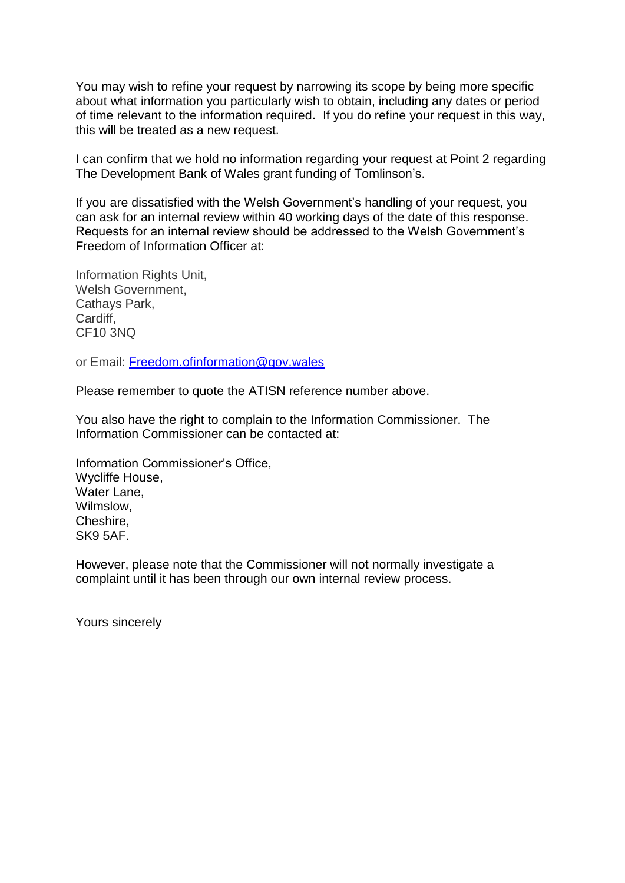You may wish to refine your request by narrowing its scope by being more specific about what information you particularly wish to obtain, including any dates or period of time relevant to the information required**.** If you do refine your request in this way, this will be treated as a new request.

I can confirm that we hold no information regarding your request at Point 2 regarding The Development Bank of Wales grant funding of Tomlinson's.

If you are dissatisfied with the Welsh Government's handling of your request, you can ask for an internal review within 40 working days of the date of this response. Requests for an internal review should be addressed to the Welsh Government's Freedom of Information Officer at:

Information Rights Unit,
Welsh Government,
Cathays Park,
Cardiff,
CF10 3NQ

or Email: [Freedom.ofinformation@gov.wales](mailto:Freedom.ofinformation@gov.wales)

Please remember to quote the ATISN reference number above.

You also have the right to complain to the Information Commissioner. The Information Commissioner can be contacted at:

Information Commissioner's Office,
Wycliffe House,
Water Lane,
Wilmslow,
Cheshire,
SK9 5AF.

However, please note that the Commissioner will not normally investigate a complaint until it has been through our own internal review process.

Yours sincerely